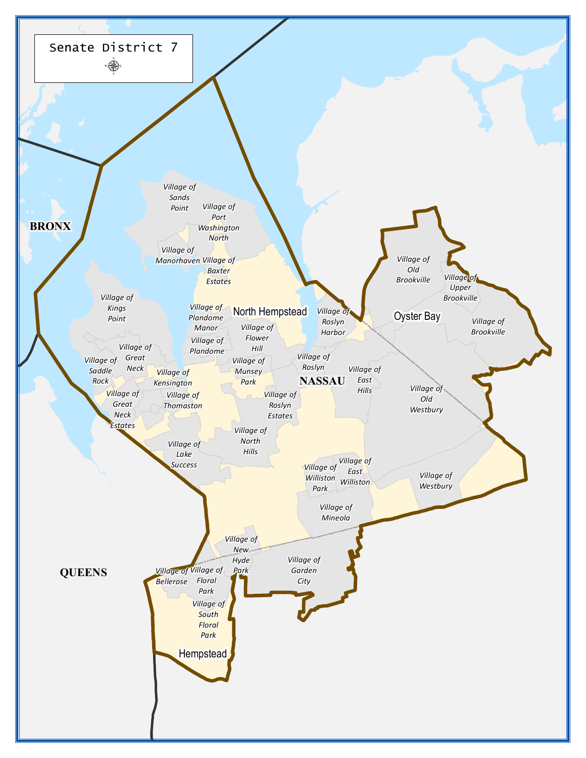# Senate District 7

BRONX

QUEENS

NASSAU

North Hempstead

Oyster Bay

Hempstead

Village of Sands Point

Village of Port Washington North

Village of Manorhaven

Village of Baxter Estates

Village of Kings Point

Village of Plandome Manor

Village of Plandome

Village of Flower Hill

Village of Munsey Park

Village of Roslyn Harbor

Village of Roslyn

Village of Old Brookville

Village of Upper Brookville

Village of Brookville

Village of Great Neck

Village of Saddle Rock

Village of Kensington

Village of Thomaston

Village of Great Neck Estates

Village of Roslyn Estates

Village of East Hills

Village of Old Westbury

Village of Lake Success

Village of North Hills

Village of Williston Park

Village of East Williston

Village of Westbury

Village of Mineola

Village of New Hyde Park

Village of Garden City

Village of Bellerose

Village of Floral Park

Village of South Floral Park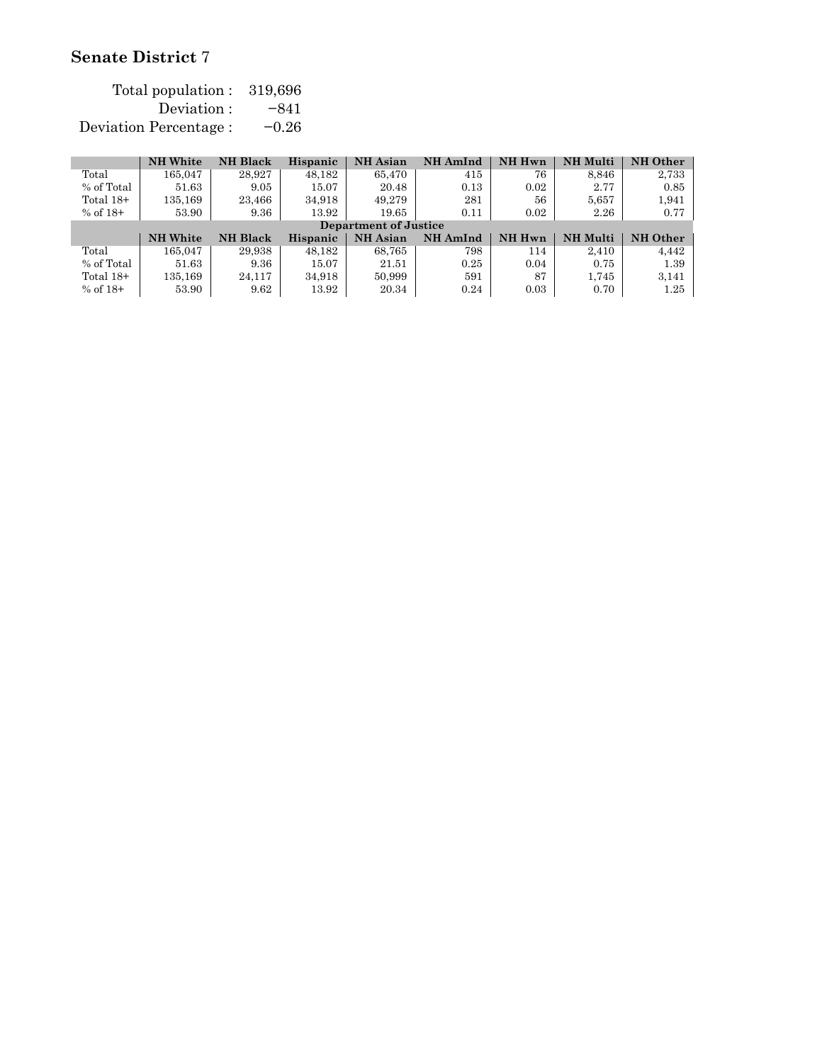## Senate District 7

| | |
|---|---|
| Total population : | 319,696 |
| Deviation : | −841 |
| Deviation Percentage : | −0.26 |

| | NH White | NH Black | Hispanic | NH Asian | NH AmInd | NH Hwn | NH Multi | NH Other |
|---|---|---|---|---|---|---|---|---|
| Total | 165,047 | 28,927 | 48,182 | 65,470 | 415 | 76 | 8,846 | 2,733 |
| % of Total | 51.63 | 9.05 | 15.07 | 20.48 | 0.13 | 0.02 | 2.77 | 0.85 |
| Total 18+ | 135,169 | 23,466 | 34,918 | 49,279 | 281 | 56 | 5,657 | 1,941 |
| % of 18+ | 53.90 | 9.36 | 13.92 | 19.65 | 0.11 | 0.02 | 2.26 | 0.77 |
| **Department of Justice** | | | | | | | | |
| | **NH White** | **NH Black** | **Hispanic** | **NH Asian** | **NH AmInd** | **NH Hwn** | **NH Multi** | **NH Other** |
| Total | 165,047 | 29,938 | 48,182 | 68,765 | 798 | 114 | 2,410 | 4,442 |
| % of Total | 51.63 | 9.36 | 15.07 | 21.51 | 0.25 | 0.04 | 0.75 | 1.39 |
| Total 18+ | 135,169 | 24,117 | 34,918 | 50,999 | 591 | 87 | 1,745 | 3,141 |
| % of 18+ | 53.90 | 9.62 | 13.92 | 20.34 | 0.24 | 0.03 | 0.70 | 1.25 |